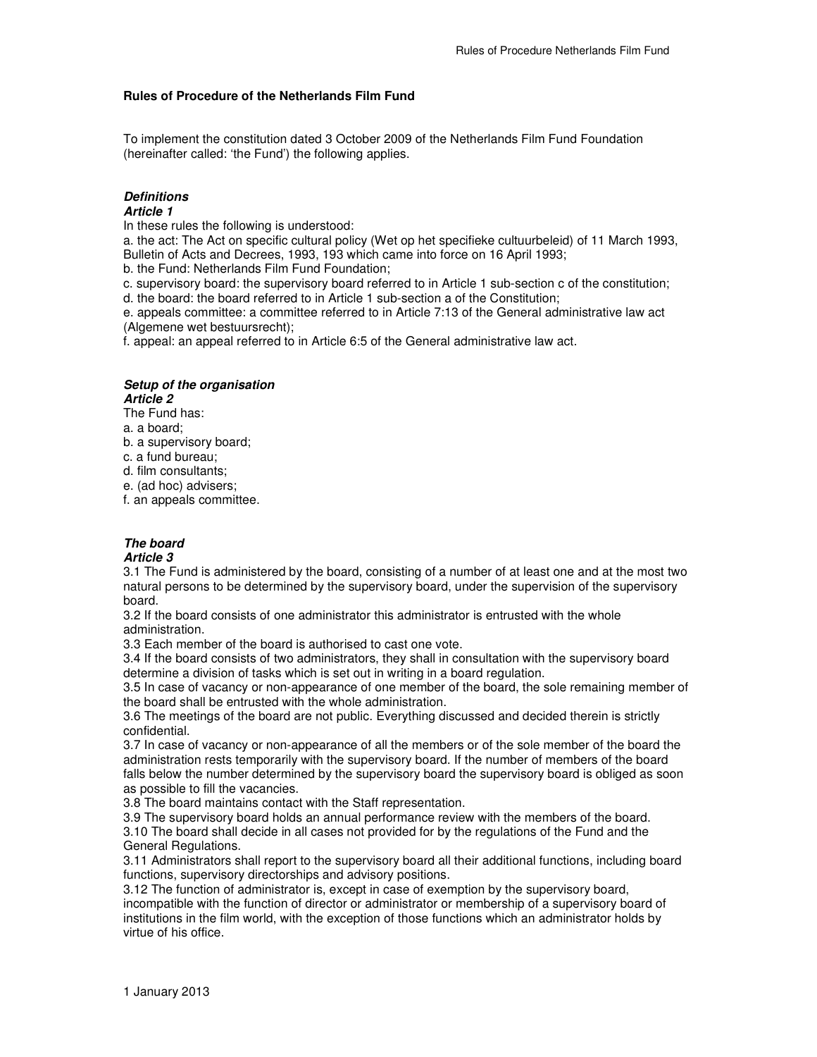**Rules of Procedure of the Netherlands Film Fund**

To implement the constitution dated 3 October 2009 of the Netherlands Film Fund Foundation (hereinafter called: 'the Fund') the following applies.

***Definitions***
***Article 1***

In these rules the following is understood:

a. the act: The Act on specific cultural policy (Wet op het specifieke cultuurbeleid) of 11 March 1993, Bulletin of Acts and Decrees, 1993, 193 which came into force on 16 April 1993;
b. the Fund: Netherlands Film Fund Foundation;
c. supervisory board: the supervisory board referred to in Article 1 sub-section c of the constitution;
d. the board: the board referred to in Article 1 sub-section a of the Constitution;
e. appeals committee: a committee referred to in Article 7:13 of the General administrative law act (Algemene wet bestuursrecht);
f. appeal: an appeal referred to in Article 6:5 of the General administrative law act.

***Setup of the organisation***
***Article 2***

The Fund has:
a. a board;
b. a supervisory board;
c. a fund bureau;
d. film consultants;
e. (ad hoc) advisers;
f. an appeals committee.

***The board***
***Article 3***

3.1 The Fund is administered by the board, consisting of a number of at least one and at the most two natural persons to be determined by the supervisory board, under the supervision of the supervisory board.
3.2 If the board consists of one administrator this administrator is entrusted with the whole administration.
3.3 Each member of the board is authorised to cast one vote.
3.4 If the board consists of two administrators, they shall in consultation with the supervisory board determine a division of tasks which is set out in writing in a board regulation.
3.5 In case of vacancy or non-appearance of one member of the board, the sole remaining member of the board shall be entrusted with the whole administration.
3.6 The meetings of the board are not public. Everything discussed and decided therein is strictly confidential.
3.7 In case of vacancy or non-appearance of all the members or of the sole member of the board the administration rests temporarily with the supervisory board. If the number of members of the board falls below the number determined by the supervisory board the supervisory board is obliged as soon as possible to fill the vacancies.
3.8 The board maintains contact with the Staff representation.
3.9 The supervisory board holds an annual performance review with the members of the board.
3.10 The board shall decide in all cases not provided for by the regulations of the Fund and the General Regulations.
3.11 Administrators shall report to the supervisory board all their additional functions, including board functions, supervisory directorships and advisory positions.
3.12 The function of administrator is, except in case of exemption by the supervisory board, incompatible with the function of director or administrator or membership of a supervisory board of institutions in the film world, with the exception of those functions which an administrator holds by virtue of his office.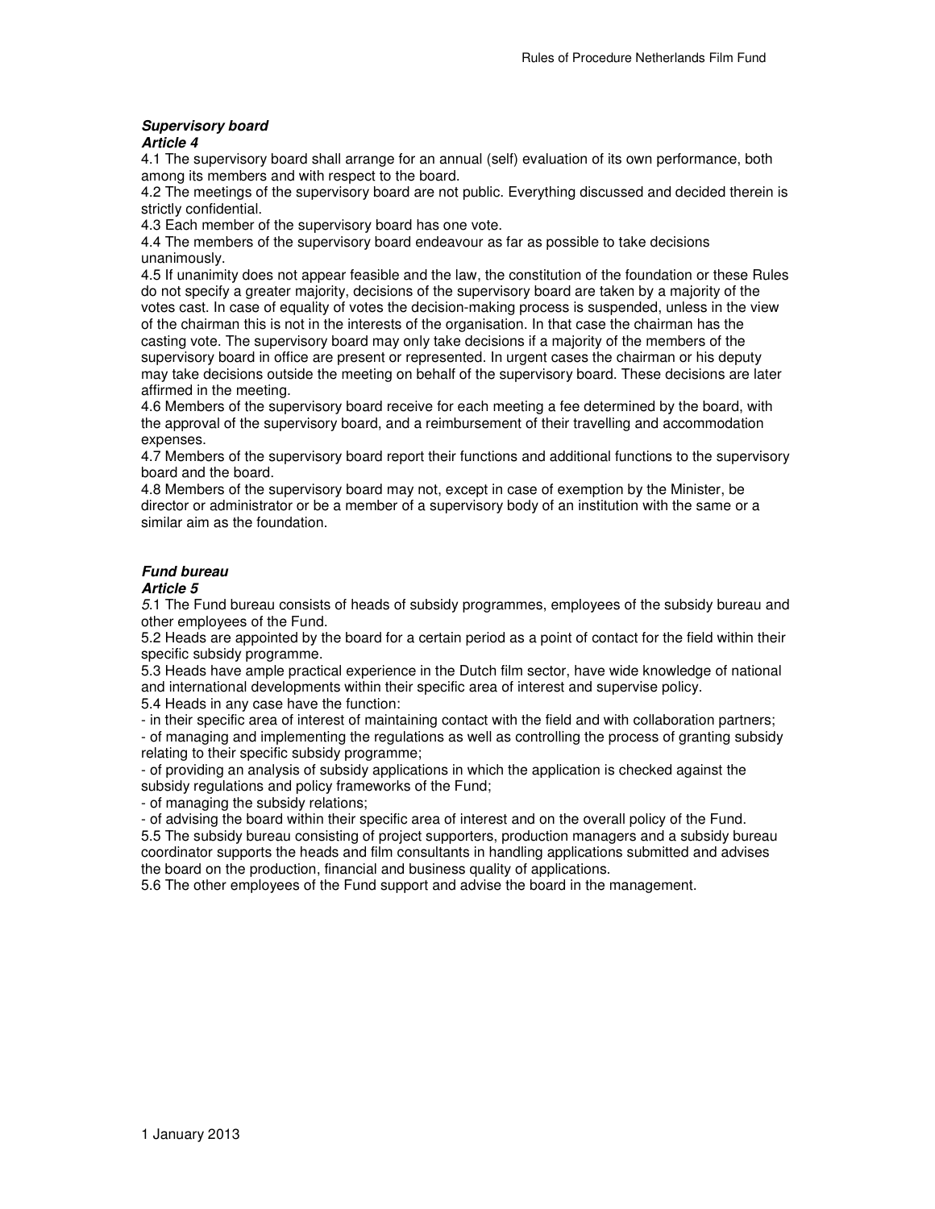***Supervisory board***
***Article 4***

4.1 The supervisory board shall arrange for an annual (self) evaluation of its own performance, both among its members and with respect to the board.

4.2 The meetings of the supervisory board are not public. Everything discussed and decided therein is strictly confidential.

4.3 Each member of the supervisory board has one vote.

4.4 The members of the supervisory board endeavour as far as possible to take decisions unanimously.

4.5 If unanimity does not appear feasible and the law, the constitution of the foundation or these Rules do not specify a greater majority, decisions of the supervisory board are taken by a majority of the votes cast. In case of equality of votes the decision-making process is suspended, unless in the view of the chairman this is not in the interests of the organisation. In that case the chairman has the casting vote. The supervisory board may only take decisions if a majority of the members of the supervisory board in office are present or represented. In urgent cases the chairman or his deputy may take decisions outside the meeting on behalf of the supervisory board. These decisions are later affirmed in the meeting.

4.6 Members of the supervisory board receive for each meeting a fee determined by the board, with the approval of the supervisory board, and a reimbursement of their travelling and accommodation expenses.

4.7 Members of the supervisory board report their functions and additional functions to the supervisory board and the board.

4.8 Members of the supervisory board may not, except in case of exemption by the Minister, be director or administrator or be a member of a supervisory body of an institution with the same or a similar aim as the foundation.

***Fund bureau***
***Article 5***

*5*.1 The Fund bureau consists of heads of subsidy programmes, employees of the subsidy bureau and other employees of the Fund.

5.2 Heads are appointed by the board for a certain period as a point of contact for the field within their specific subsidy programme.

5.3 Heads have ample practical experience in the Dutch film sector, have wide knowledge of national and international developments within their specific area of interest and supervise policy.

5.4 Heads in any case have the function:

- in their specific area of interest of maintaining contact with the field and with collaboration partners;
- of managing and implementing the regulations as well as controlling the process of granting subsidy relating to their specific subsidy programme;
- of providing an analysis of subsidy applications in which the application is checked against the subsidy regulations and policy frameworks of the Fund;
- of managing the subsidy relations;
- of advising the board within their specific area of interest and on the overall policy of the Fund.

5.5 The subsidy bureau consisting of project supporters, production managers and a subsidy bureau coordinator supports the heads and film consultants in handling applications submitted and advises the board on the production, financial and business quality of applications.

5.6 The other employees of the Fund support and advise the board in the management.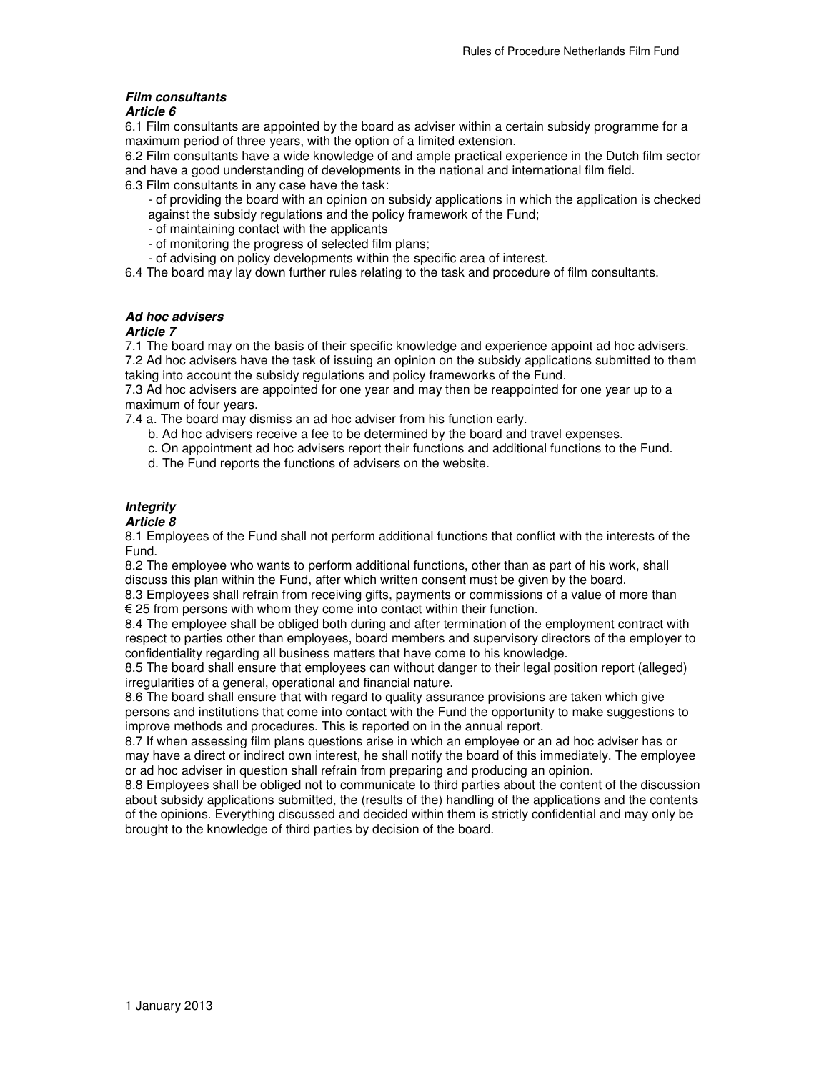***Film consultants***
***Article 6***

6.1 Film consultants are appointed by the board as adviser within a certain subsidy programme for a maximum period of three years, with the option of a limited extension.
6.2 Film consultants have a wide knowledge of and ample practical experience in the Dutch film sector and have a good understanding of developments in the national and international film field.
6.3 Film consultants in any case have the task:

- of providing the board with an opinion on subsidy applications in which the application is checked against the subsidy regulations and the policy framework of the Fund;
- of maintaining contact with the applicants
- of monitoring the progress of selected film plans;
- of advising on policy developments within the specific area of interest.

6.4 The board may lay down further rules relating to the task and procedure of film consultants.

***Ad hoc advisers***
***Article 7***

7.1 The board may on the basis of their specific knowledge and experience appoint ad hoc advisers.
7.2 Ad hoc advisers have the task of issuing an opinion on the subsidy applications submitted to them taking into account the subsidy regulations and policy frameworks of the Fund.
7.3 Ad hoc advisers are appointed for one year and may then be reappointed for one year up to a maximum of four years.
7.4 a. The board may dismiss an ad hoc adviser from his function early.

b. Ad hoc advisers receive a fee to be determined by the board and travel expenses.
c. On appointment ad hoc advisers report their functions and additional functions to the Fund.
d. The Fund reports the functions of advisers on the website.

***Integrity***
***Article 8***

8.1 Employees of the Fund shall not perform additional functions that conflict with the interests of the Fund.
8.2 The employee who wants to perform additional functions, other than as part of his work, shall discuss this plan within the Fund, after which written consent must be given by the board.
8.3 Employees shall refrain from receiving gifts, payments or commissions of a value of more than € 25 from persons with whom they come into contact within their function.
8.4 The employee shall be obliged both during and after termination of the employment contract with respect to parties other than employees, board members and supervisory directors of the employer to confidentiality regarding all business matters that have come to his knowledge.
8.5 The board shall ensure that employees can without danger to their legal position report (alleged) irregularities of a general, operational and financial nature.
8.6 The board shall ensure that with regard to quality assurance provisions are taken which give persons and institutions that come into contact with the Fund the opportunity to make suggestions to improve methods and procedures. This is reported on in the annual report.
8.7 If when assessing film plans questions arise in which an employee or an ad hoc adviser has or may have a direct or indirect own interest, he shall notify the board of this immediately. The employee or ad hoc adviser in question shall refrain from preparing and producing an opinion.
8.8 Employees shall be obliged not to communicate to third parties about the content of the discussion about subsidy applications submitted, the (results of the) handling of the applications and the contents of the opinions. Everything discussed and decided within them is strictly confidential and may only be brought to the knowledge of third parties by decision of the board.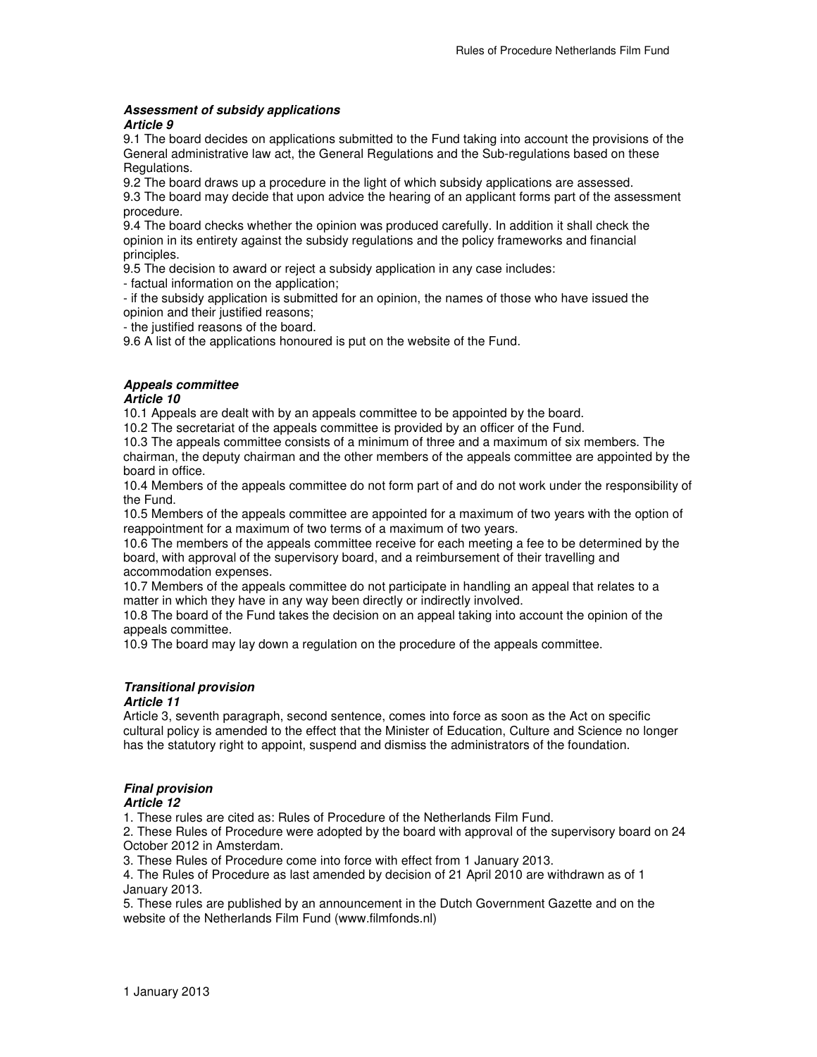***Assessment of subsidy applications***
***Article 9***

9.1 The board decides on applications submitted to the Fund taking into account the provisions of the General administrative law act, the General Regulations and the Sub-regulations based on these Regulations.
9.2 The board draws up a procedure in the light of which subsidy applications are assessed.
9.3 The board may decide that upon advice the hearing of an applicant forms part of the assessment procedure.
9.4 The board checks whether the opinion was produced carefully. In addition it shall check the opinion in its entirety against the subsidy regulations and the policy frameworks and financial principles.
9.5 The decision to award or reject a subsidy application in any case includes:
- factual information on the application;
- if the subsidy application is submitted for an opinion, the names of those who have issued the opinion and their justified reasons;
- the justified reasons of the board.

9.6 A list of the applications honoured is put on the website of the Fund.

***Appeals committee***
***Article 10***

10.1 Appeals are dealt with by an appeals committee to be appointed by the board.
10.2 The secretariat of the appeals committee is provided by an officer of the Fund.
10.3 The appeals committee consists of a minimum of three and a maximum of six members. The chairman, the deputy chairman and the other members of the appeals committee are appointed by the board in office.
10.4 Members of the appeals committee do not form part of and do not work under the responsibility of the Fund.
10.5 Members of the appeals committee are appointed for a maximum of two years with the option of reappointment for a maximum of two terms of a maximum of two years.
10.6 The members of the appeals committee receive for each meeting a fee to be determined by the board, with approval of the supervisory board, and a reimbursement of their travelling and accommodation expenses.
10.7 Members of the appeals committee do not participate in handling an appeal that relates to a matter in which they have in any way been directly or indirectly involved.
10.8 The board of the Fund takes the decision on an appeal taking into account the opinion of the appeals committee.
10.9 The board may lay down a regulation on the procedure of the appeals committee.

***Transitional provision***
***Article 11***

Article 3, seventh paragraph, second sentence, comes into force as soon as the Act on specific cultural policy is amended to the effect that the Minister of Education, Culture and Science no longer has the statutory right to appoint, suspend and dismiss the administrators of the foundation.

***Final provision***
***Article 12***

1. These rules are cited as: Rules of Procedure of the Netherlands Film Fund.
2. These Rules of Procedure were adopted by the board with approval of the supervisory board on 24 October 2012 in Amsterdam.
3. These Rules of Procedure come into force with effect from 1 January 2013.
4. The Rules of Procedure as last amended by decision of 21 April 2010 are withdrawn as of 1 January 2013.
5. These rules are published by an announcement in the Dutch Government Gazette and on the website of the Netherlands Film Fund (www.filmfonds.nl)